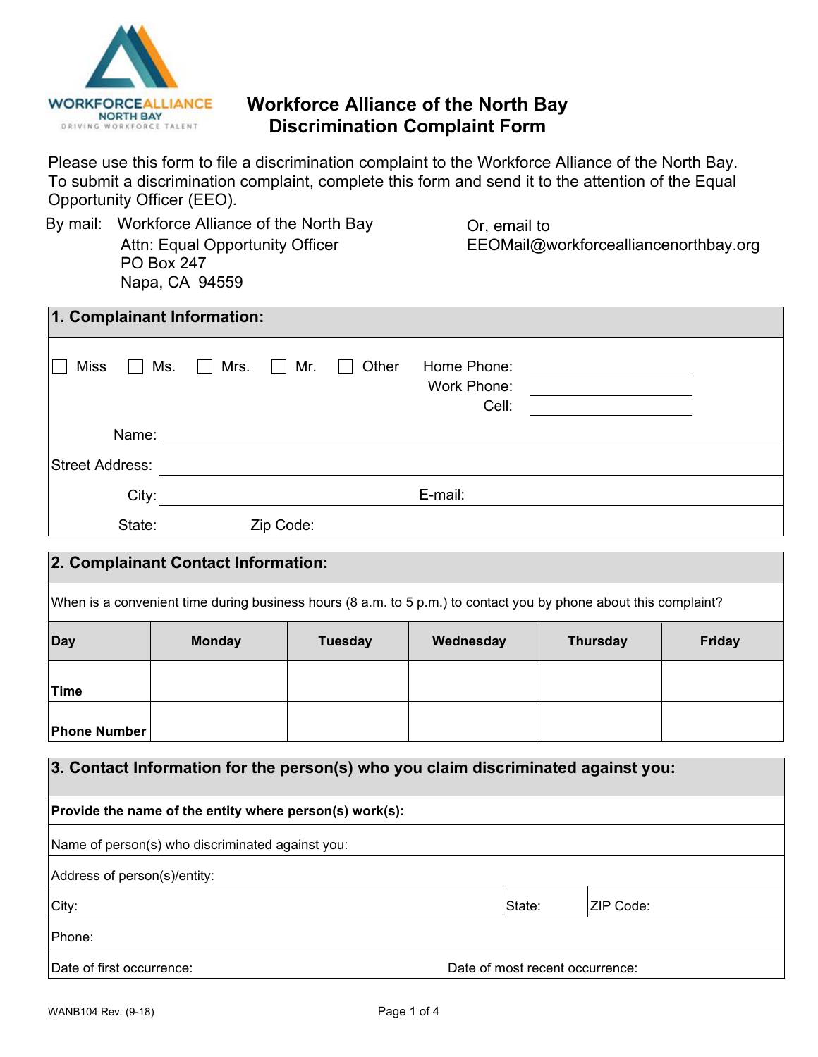# Workforce Alliance of the North Bay Discrimination Complaint Form

Please use this form to file a discrimination complaint to the Workforce Alliance of the North Bay. To submit a discrimination complaint, complete this form and send it to the attention of the Equal Opportunity Officer (EEO).

By mail: Workforce Alliance of the North Bay
Attn: Equal Opportunity Officer
PO Box 247
Napa, CA 94559

Or, email to
EEOMail@workforcealliancenorthbay.org

## 1. Complainant Information:

☐ Miss ☐ Ms. ☐ Mrs. ☐ Mr. ☐ Other

Home Phone: ______________
Work Phone: ______________
Cell: ______________

Name: ______________

Street Address: ______________

City: ______________ E-mail: ______________

State: ______________ Zip Code: ______________

## 2. Complainant Contact Information:

When is a convenient time during business hours (8 a.m. to 5 p.m.) to contact you by phone about this complaint?

| Day | Monday | Tuesday | Wednesday | Thursday | Friday |
|---|---|---|---|---|---|
| Time | | | | | |
| Phone Number | | | | | |

## 3. Contact Information for the person(s) who you claim discriminated against you:

**Provide the name of the entity where person(s) work(s):**

Name of person(s) who discriminated against you:

Address of person(s)/entity:

City: ______________ State: ______________ ZIP Code: ______________

Phone:

Date of first occurrence: ______________ Date of most recent occurrence: ______________

WANB104 Rev. (9-18)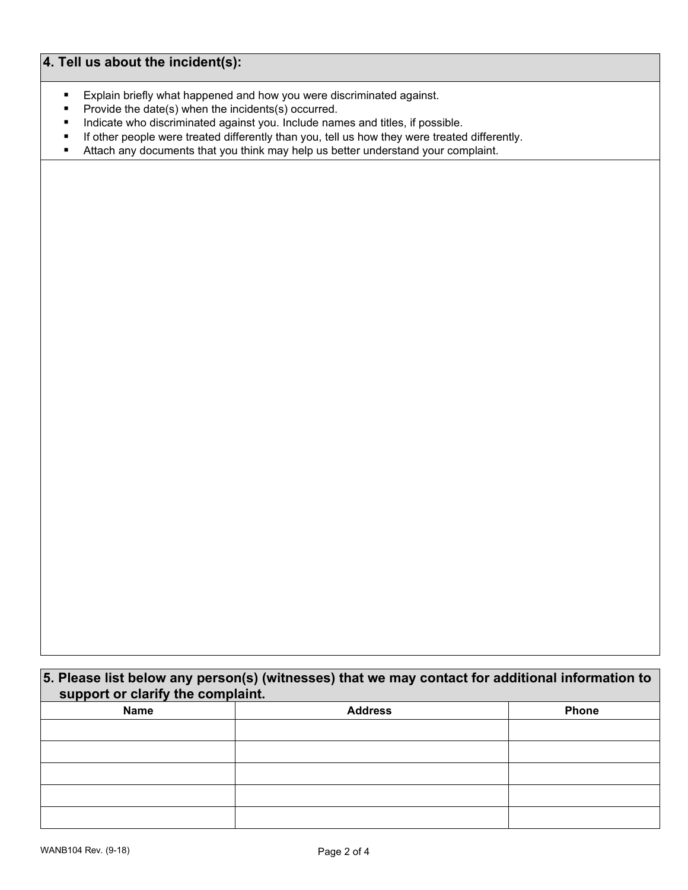## 4. Tell us about the incident(s):

- Explain briefly what happened and how you were discriminated against.
- Provide the date(s) when the incidents(s) occurred.
- Indicate who discriminated against you. Include names and titles, if possible.
- If other people were treated differently than you, tell us how they were treated differently.
- Attach any documents that you think may help us better understand your complaint.

## 5. Please list below any person(s) (witnesses) that we may contact for additional information to support or clarify the complaint.

| Name | Address | Phone |
|---|---|---|
| | | |
| | | |
| | | |
| | | |
| | | |

WANB104 Rev. (9-18)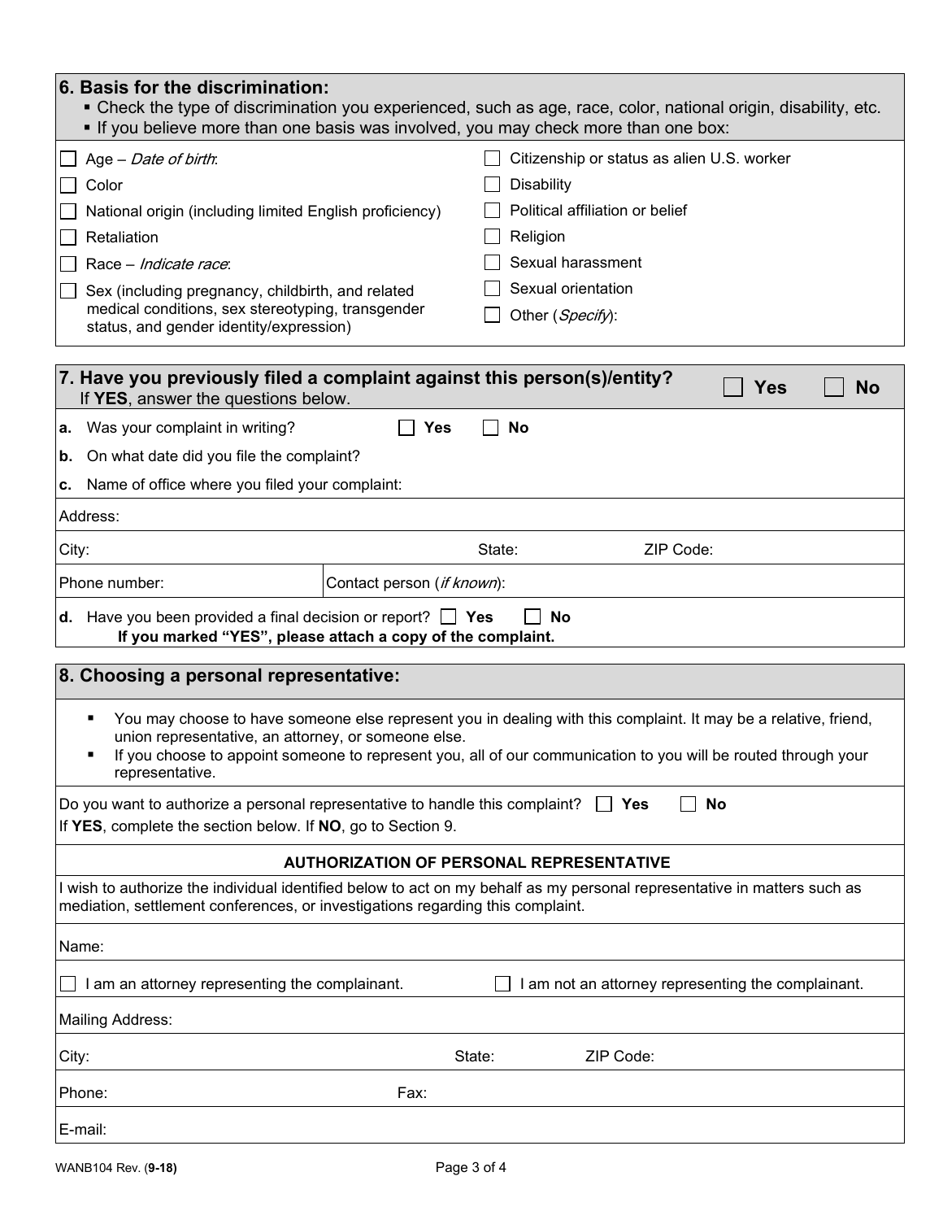## 6. Basis for the discrimination:

- Check the type of discrimination you experienced, such as age, race, color, national origin, disability, etc.
- If you believe more than one basis was involved, you may check more than one box:

☐ Age – *Date of birth*:

☐ Color

☐ National origin (including limited English proficiency)

☐ Retaliation

☐ Race – *Indicate race*:

☐ Sex (including pregnancy, childbirth, and related medical conditions, sex stereotyping, transgender status, and gender identity/expression)

☐ Citizenship or status as alien U.S. worker

☐ Disability

☐ Political affiliation or belief

☐ Religion

☐ Sexual harassment

☐ Sexual orientation

☐ Other (*Specify*):

## 7. Have you previously filed a complaint against this person(s)/entity? ☐ Yes ☐ No

If **YES**, answer the questions below.

**a.** Was your complaint in writing? ☐ **Yes** ☐ **No**

**b.** On what date did you file the complaint?

**c.** Name of office where you filed your complaint:

Address:

City: State: ZIP Code:

Phone number: Contact person (*if known*):

**d.** Have you been provided a final decision or report? ☐ **Yes** ☐ **No**

**If you marked "YES", please attach a copy of the complaint.**

## 8. Choosing a personal representative:

- You may choose to have someone else represent you in dealing with this complaint. It may be a relative, friend, union representative, an attorney, or someone else.
- If you choose to appoint someone to represent you, all of our communication to you will be routed through your representative.

Do you want to authorize a personal representative to handle this complaint? ☐ **Yes** ☐ **No**

If **YES**, complete the section below. If **NO**, go to Section 9.

### AUTHORIZATION OF PERSONAL REPRESENTATIVE

I wish to authorize the individual identified below to act on my behalf as my personal representative in matters such as mediation, settlement conferences, or investigations regarding this complaint.

Name:

☐ I am an attorney representing the complainant. ☐ I am not an attorney representing the complainant.

Mailing Address:

City: State: ZIP Code:

Phone: Fax:

E-mail:

WANB104 Rev. (**9-18**)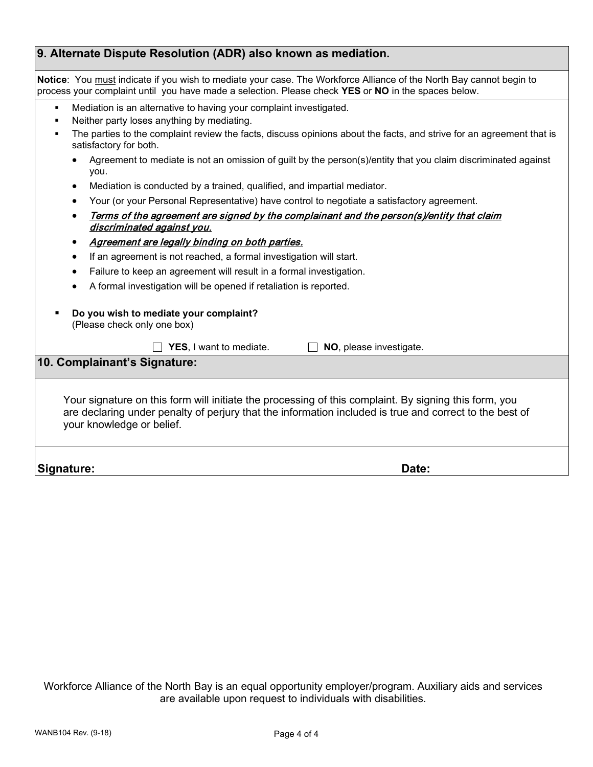## 9. Alternate Dispute Resolution (ADR) also known as mediation.

**Notice**: You must indicate if you wish to mediate your case. The Workforce Alliance of the North Bay cannot begin to process your complaint until you have made a selection. Please check **YES** or **NO** in the spaces below.

- Mediation is an alternative to having your complaint investigated.
- Neither party loses anything by mediating.
- The parties to the complaint review the facts, discuss opinions about the facts, and strive for an agreement that is satisfactory for both.
  - Agreement to mediate is not an omission of guilt by the person(s)/entity that you claim discriminated against you.
  - Mediation is conducted by a trained, qualified, and impartial mediator.
  - Your (or your Personal Representative) have control to negotiate a satisfactory agreement.
  - ***Terms of the agreement are signed by the complainant and the person(s)/entity that claim discriminated against you.***
  - ***Agreement are legally binding on both parties.***
  - If an agreement is not reached, a formal investigation will start.
  - Failure to keep an agreement will result in a formal investigation.
  - A formal investigation will be opened if retaliation is reported.

- **Do you wish to mediate your complaint?**
  (Please check only one box)

  ☐ **YES**, I want to mediate. ☐ **NO**, please investigate.

## 10. Complainant's Signature:

Your signature on this form will initiate the processing of this complaint. By signing this form, you are declaring under penalty of perjury that the information included is true and correct to the best of your knowledge or belief.

**Signature:** **Date:**

Workforce Alliance of the North Bay is an equal opportunity employer/program. Auxiliary aids and services are available upon request to individuals with disabilities.

WANB104 Rev. (9-18)